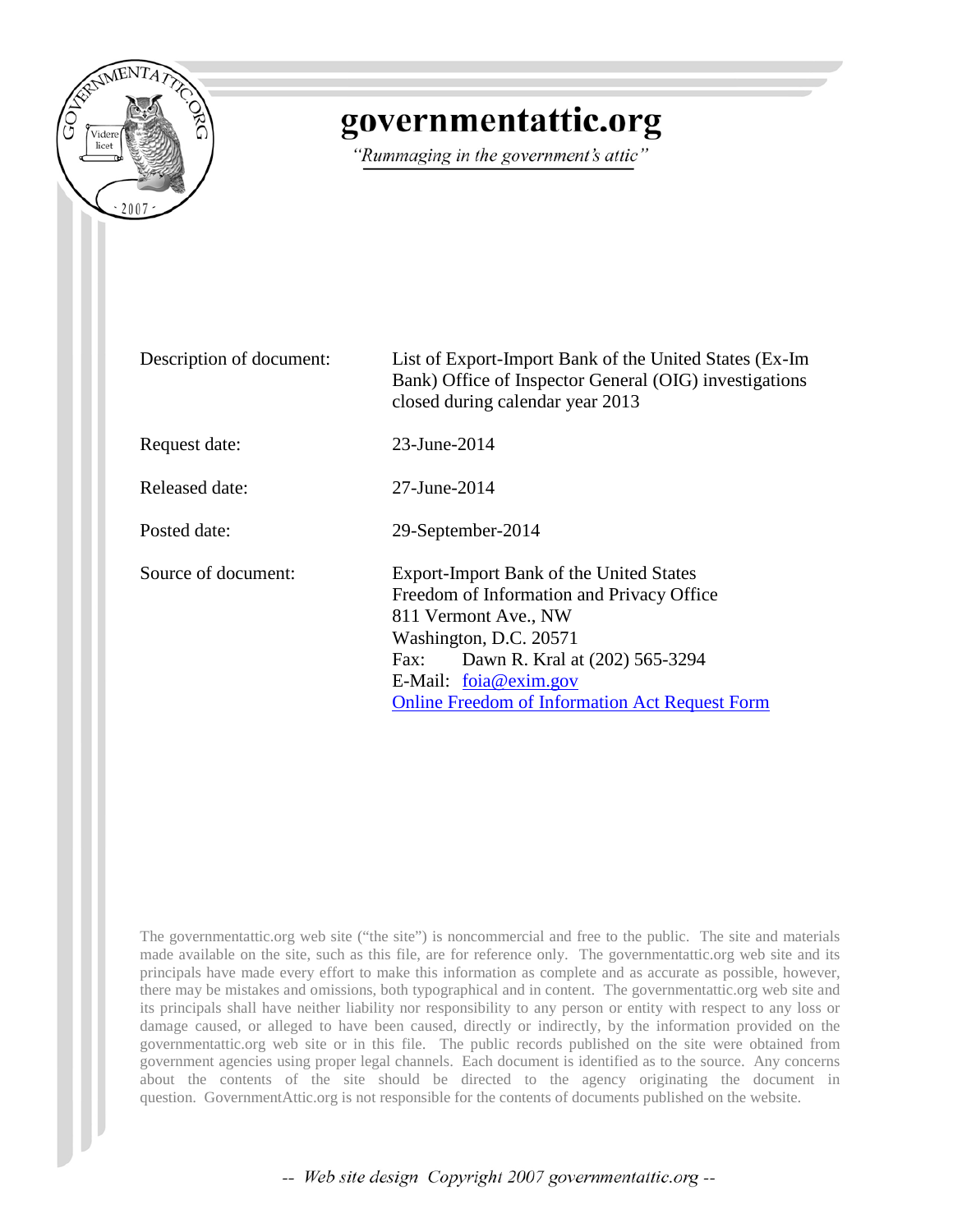# governmentattic.org

*"Rummaging in the government's attic"*

| | |
|---|---|
| Description of document: | List of Export-Import Bank of the United States (Ex-Im Bank) Office of Inspector General (OIG) investigations closed during calendar year 2013 |
| Request date: | 23-June-2014 |
| Released date: | 27-June-2014 |
| Posted date: | 29-September-2014 |
| Source of document: | Export-Import Bank of the United States<br>Freedom of Information and Privacy Office<br>811 Vermont Ave., NW<br>Washington, D.C. 20571<br>Fax: Dawn R. Kral at (202) 565-3294<br>E-Mail: foia@exim.gov<br>Online Freedom of Information Act Request Form |

The governmentattic.org web site ("the site") is noncommercial and free to the public. The site and materials made available on the site, such as this file, are for reference only. The governmentattic.org web site and its principals have made every effort to make this information as complete and as accurate as possible, however, there may be mistakes and omissions, both typographical and in content. The governmentattic.org web site and its principals shall have neither liability nor responsibility to any person or entity with respect to any loss or damage caused, or alleged to have been caused, directly or indirectly, by the information provided on the governmentattic.org web site or in this file. The public records published on the site were obtained from government agencies using proper legal channels. Each document is identified as to the source. Any concerns about the contents of the site should be directed to the agency originating the document in question. GovernmentAttic.org is not responsible for the contents of documents published on the website.

-- Web site design Copyright 2007 governmentattic.org --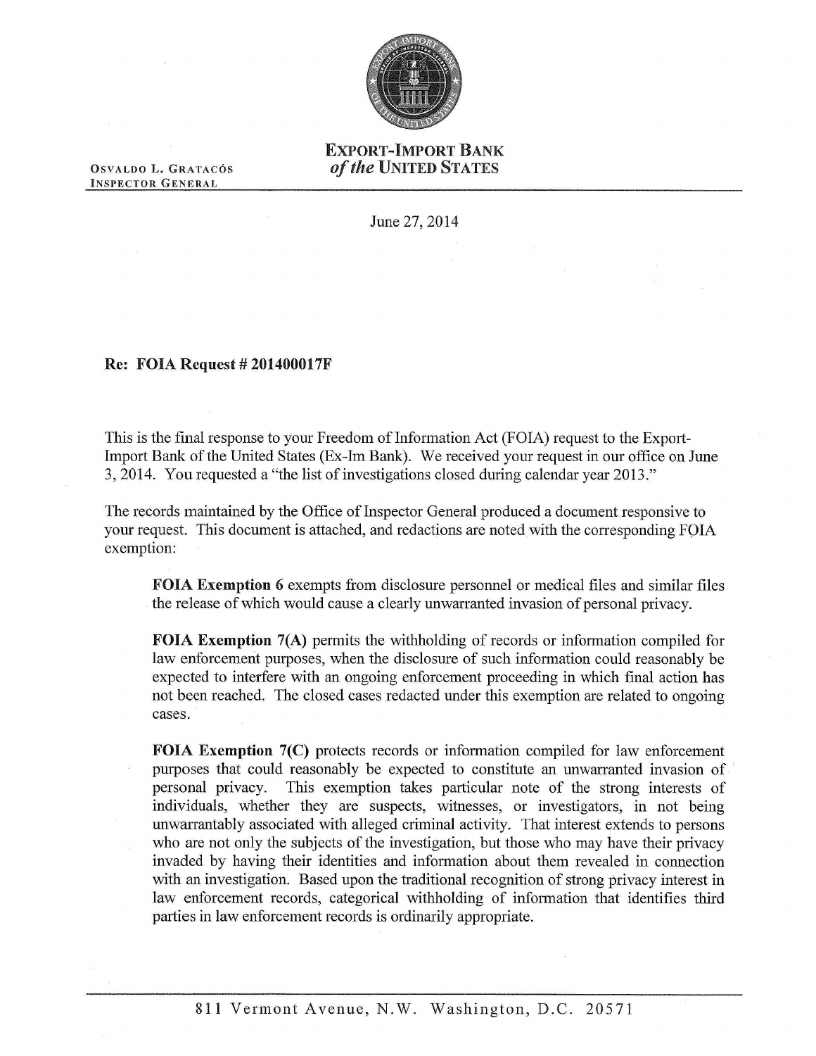**EXPORT-IMPORT BANK**
***of the* UNITED STATES**

OSVALDO L. GRATACÓS
INSPECTOR GENERAL

June 27, 2014

**Re: FOIA Request # 201400017F**

This is the final response to your Freedom of Information Act (FOIA) request to the Export-Import Bank of the United States (Ex-Im Bank). We received your request in our office on June 3, 2014. You requested a "the list of investigations closed during calendar year 2013."

The records maintained by the Office of Inspector General produced a document responsive to your request. This document is attached, and redactions are noted with the corresponding FOIA exemption:

> **FOIA Exemption 6** exempts from disclosure personnel or medical files and similar files the release of which would cause a clearly unwarranted invasion of personal privacy.
>
> **FOIA Exemption 7(A)** permits the withholding of records or information compiled for law enforcement purposes, when the disclosure of such information could reasonably be expected to interfere with an ongoing enforcement proceeding in which final action has not been reached. The closed cases redacted under this exemption are related to ongoing cases.
>
> **FOIA Exemption 7(C)** protects records or information compiled for law enforcement purposes that could reasonably be expected to constitute an unwarranted invasion of personal privacy. This exemption takes particular note of the strong interests of individuals, whether they are suspects, witnesses, or investigators, in not being unwarrantably associated with alleged criminal activity. That interest extends to persons who are not only the subjects of the investigation, but those who may have their privacy invaded by having their identities and information about them revealed in connection with an investigation. Based upon the traditional recognition of strong privacy interest in law enforcement records, categorical withholding of information that identifies third parties in law enforcement records is ordinarily appropriate.

811 Vermont Avenue, N.W. Washington, D.C. 20571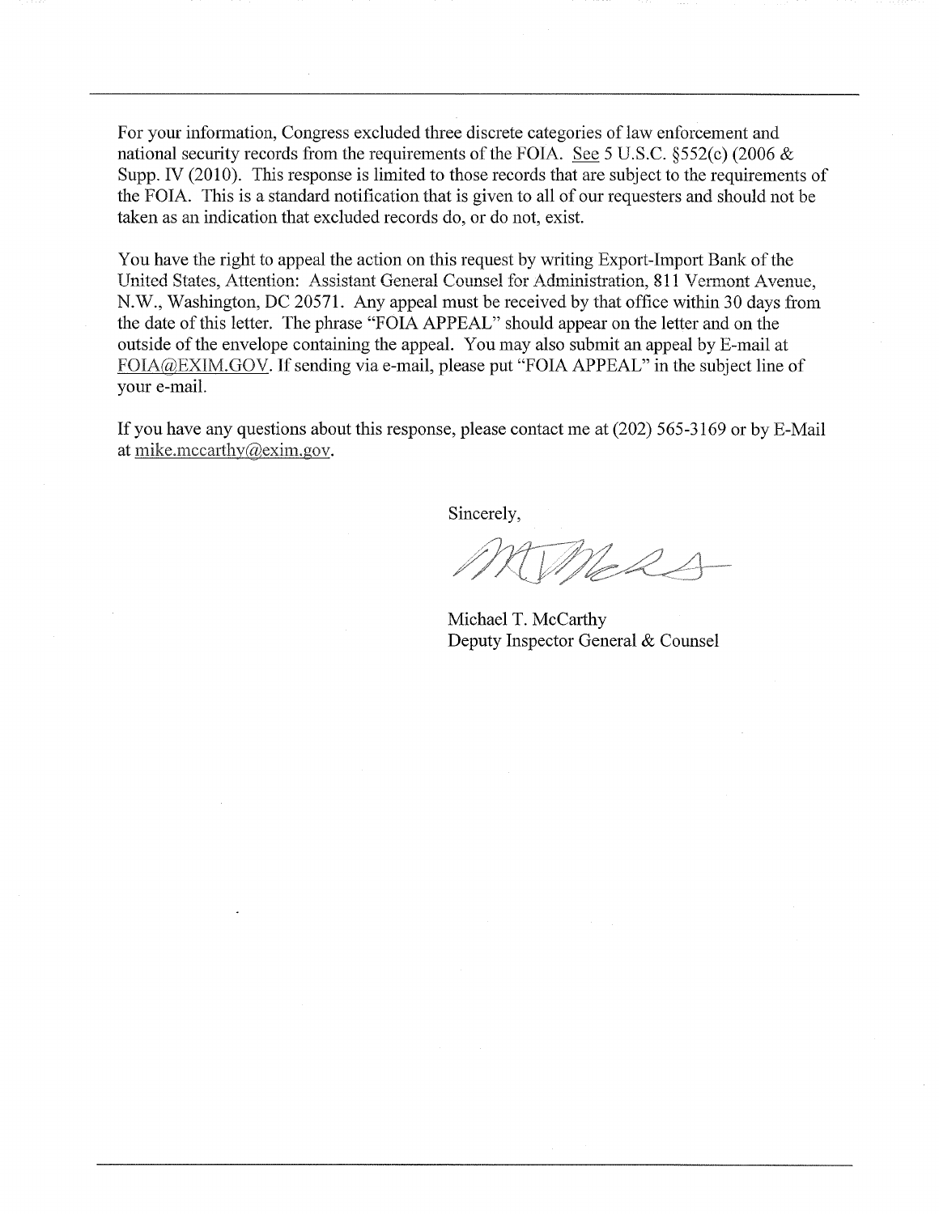For your information, Congress excluded three discrete categories of law enforcement and national security records from the requirements of the FOIA. See 5 U.S.C. §552(c) (2006 & Supp. IV (2010). This response is limited to those records that are subject to the requirements of the FOIA. This is a standard notification that is given to all of our requesters and should not be taken as an indication that excluded records do, or do not, exist.

You have the right to appeal the action on this request by writing Export-Import Bank of the United States, Attention: Assistant General Counsel for Administration, 811 Vermont Avenue, N.W., Washington, DC 20571. Any appeal must be received by that office within 30 days from the date of this letter. The phrase "FOIA APPEAL" should appear on the letter and on the outside of the envelope containing the appeal. You may also submit an appeal by E-mail at FOIA@EXIM.GOV. If sending via e-mail, please put "FOIA APPEAL" in the subject line of your e-mail.

If you have any questions about this response, please contact me at (202) 565-3169 or by E-Mail at mike.mccarthy@exim.gov.

Sincerely,

Michael T. McCarthy
Deputy Inspector General & Counsel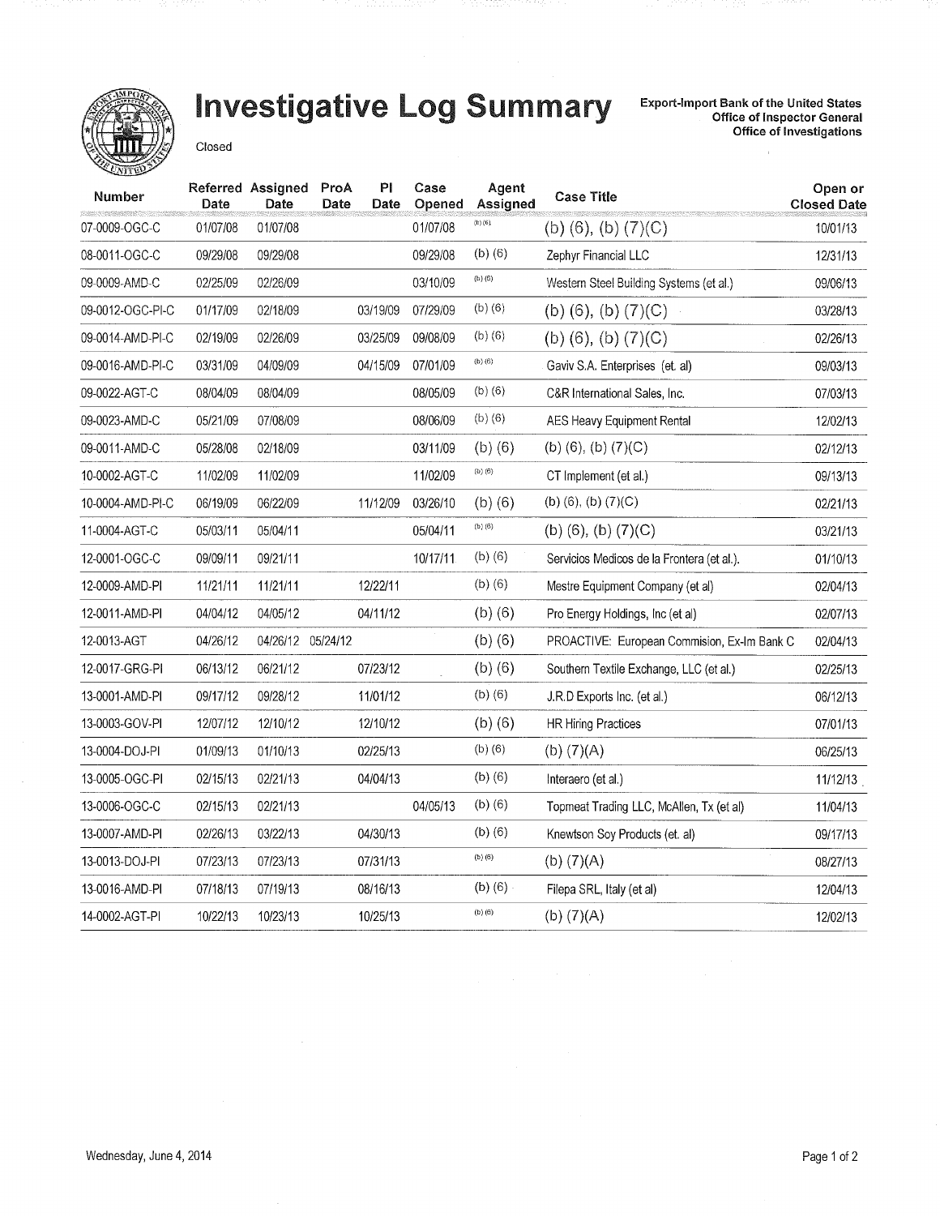# Investigative Log Summary

Closed

**Export-Import Bank of the United States**
**Office of Inspector General**
**Office of Investigations**

| Number | Referred Date | Assigned Date | ProA Date | PI Date | Case Opened | Agent Assigned | Case Title | Open or Closed Date |
|---|---|---|---|---|---|---|---|---|
| 07-0009-OGC-C | 01/07/08 | 01/07/08 | | | 01/07/08 | (b) (6) | (b) (6), (b) (7)(C) | 10/01/13 |
| 08-0011-OGC-C | 09/29/08 | 09/29/08 | | | 09/29/08 | (b) (6) | Zephyr Financial LLC | 12/31/13 |
| 09-0009-AMD-C | 02/25/09 | 02/26/09 | | | 03/10/09 | (b) (6) | Western Steel Building Systems (et al.) | 09/06/13 |
| 09-0012-OGC-PI-C | 01/17/09 | 02/18/09 | | 03/19/09 | 07/29/09 | (b) (6) | (b) (6), (b) (7)(C) | 03/28/13 |
| 09-0014-AMD-PI-C | 02/19/09 | 02/26/09 | | 03/25/09 | 09/08/09 | (b) (6) | (b) (6), (b) (7)(C) | 02/26/13 |
| 09-0016-AMD-PI-C | 03/31/09 | 04/09/09 | | 04/15/09 | 07/01/09 | (b) (6) | Gaviv S.A. Enterprises (et. al) | 09/03/13 |
| 09-0022-AGT-C | 08/04/09 | 08/04/09 | | | 08/05/09 | (b) (6) | C&R International Sales, Inc. | 07/03/13 |
| 09-0023-AMD-C | 05/21/09 | 07/08/09 | | | 08/06/09 | (b) (6) | AES Heavy Equipment Rental | 12/02/13 |
| 09-0011-AMD-C | 05/28/08 | 02/18/09 | | | 03/11/09 | (b) (6) | (b) (6), (b) (7)(C) | 02/12/13 |
| 10-0002-AGT-C | 11/02/09 | 11/02/09 | | | 11/02/09 | (b) (6) | CT Implement (et al.) | 09/13/13 |
| 10-0004-AMD-PI-C | 06/19/09 | 06/22/09 | | 11/12/09 | 03/26/10 | (b) (6) | (b) (6), (b) (7)(C) | 02/21/13 |
| 11-0004-AGT-C | 05/03/11 | 05/04/11 | | | 05/04/11 | (b) (6) | (b) (6), (b) (7)(C) | 03/21/13 |
| 12-0001-OGC-C | 09/09/11 | 09/21/11 | | | 10/17/11 | (b) (6) | Servicios Medicos de la Frontera (et al.). | 01/10/13 |
| 12-0009-AMD-PI | 11/21/11 | 11/21/11 | | 12/22/11 | | (b) (6) | Mestre Equipment Company (et al) | 02/04/13 |
| 12-0011-AMD-PI | 04/04/12 | 04/05/12 | | 04/11/12 | | (b) (6) | Pro Energy Holdings, Inc (et al) | 02/07/13 |
| 12-0013-AGT | 04/26/12 | 04/26/12 | 05/24/12 | | | (b) (6) | PROACTIVE: European Commision, Ex-Im Bank C | 02/04/13 |
| 12-0017-GRG-PI | 06/13/12 | 06/21/12 | | 07/23/12 | | (b) (6) | Southern Textile Exchange, LLC (et al.) | 02/25/13 |
| 13-0001-AMD-PI | 09/17/12 | 09/28/12 | | 11/01/12 | | (b) (6) | J.R.D Exports Inc. (et al.) | 06/12/13 |
| 13-0003-GOV-PI | 12/07/12 | 12/10/12 | | 12/10/12 | | (b) (6) | HR Hiring Practices | 07/01/13 |
| 13-0004-DOJ-PI | 01/09/13 | 01/10/13 | | 02/25/13 | | (b) (6) | (b) (7)(A) | 06/25/13 |
| 13-0005-OGC-PI | 02/15/13 | 02/21/13 | | 04/04/13 | | (b) (6) | Interaero (et al.) | 11/12/13 |
| 13-0006-OGC-C | 02/15/13 | 02/21/13 | | | 04/05/13 | (b) (6) | Topmeat Trading LLC, McAllen, Tx (et al) | 11/04/13 |
| 13-0007-AMD-PI | 02/26/13 | 03/22/13 | | 04/30/13 | | (b) (6) | Knewtson Soy Products (et. al) | 09/17/13 |
| 13-0013-DOJ-PI | 07/23/13 | 07/23/13 | | 07/31/13 | | (b) (6) | (b) (7)(A) | 08/27/13 |
| 13-0016-AMD-PI | 07/18/13 | 07/19/13 | | 08/16/13 | | (b) (6) | Filepa SRL, Italy (et al) | 12/04/13 |
| 14-0002-AGT-PI | 10/22/13 | 10/23/13 | | 10/25/13 | | (b) (6) | (b) (7)(A) | 12/02/13 |

Wednesday, June 4, 2014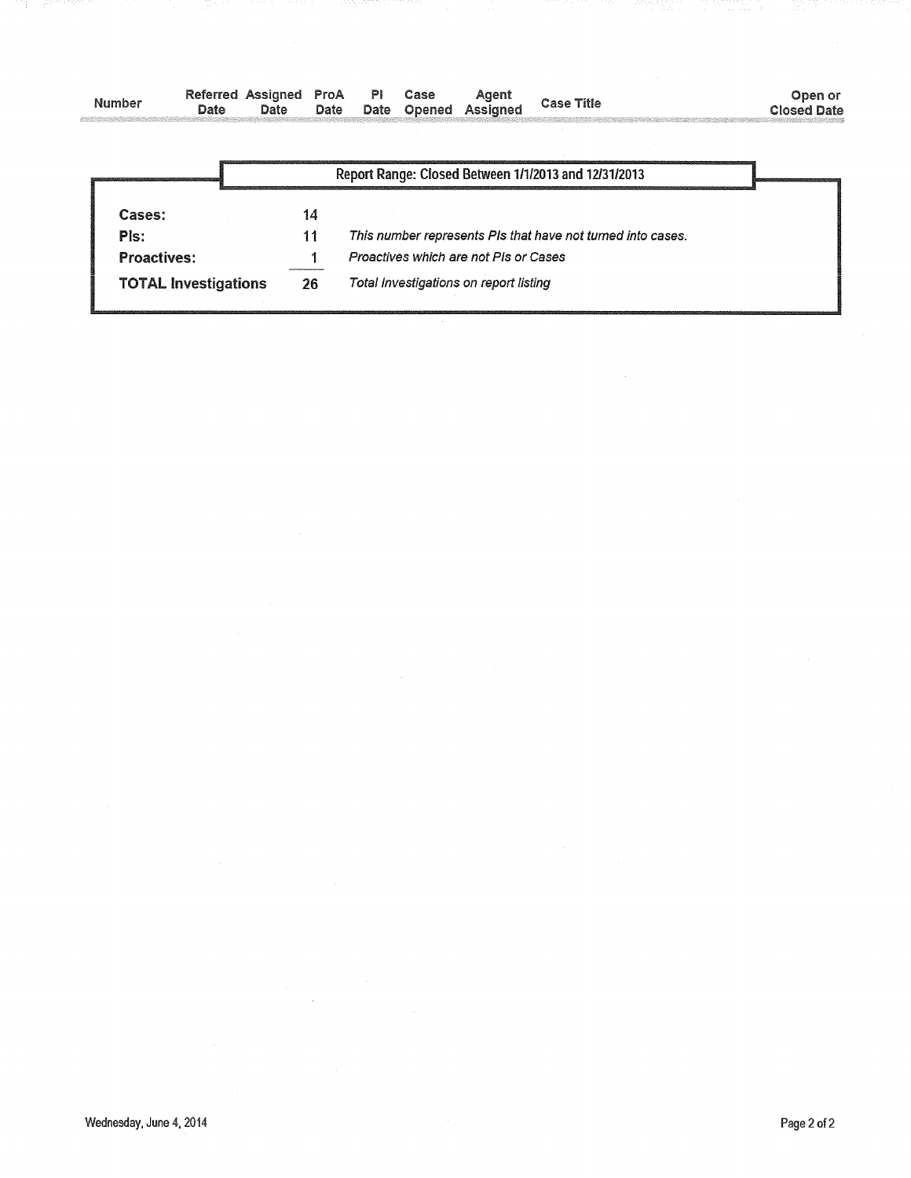| Number | Referred Date | Assigned Date | ProA Date | PI Date | Case Opened | Agent Assigned | Case Title | Open or Closed Date |
|---|---|---|---|---|---|---|---|---|

**Report Range: Closed Between 1/1/2013 and 12/31/2013**

| | | |
|---|---|---|
| **Cases:** | 14 | |
| **PIs:** | 11 | *This number represents PIs that have not turned into cases.* |
| **Proactives:** | 1 | *Proactives which are not PIs or Cases* |
| **TOTAL Investigations** | 26 | *Total Investigations on report listing* |

Wednesday, June 4, 2014